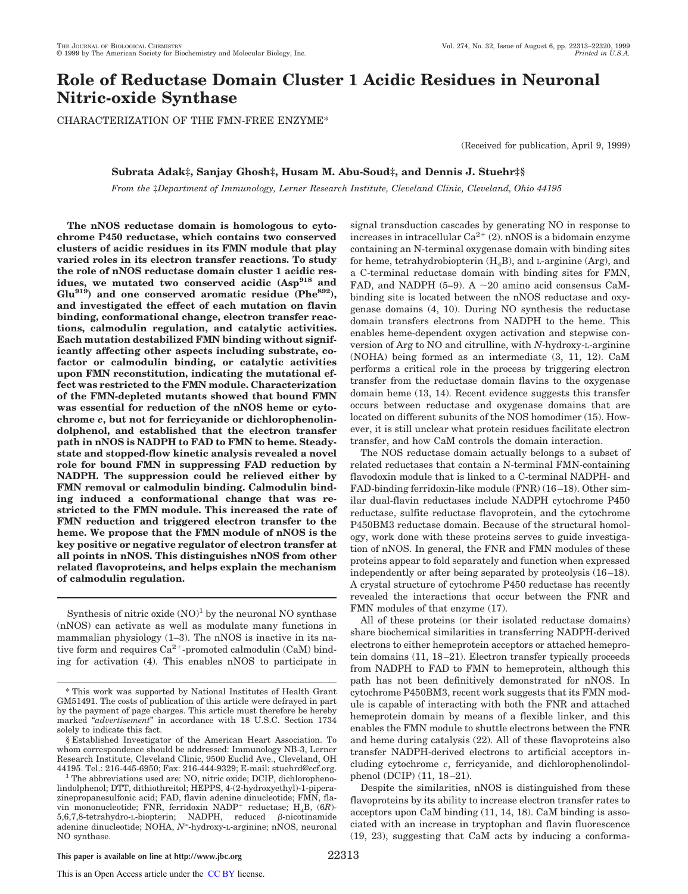# Role of Reductase Domain Cluster 1 Acidic Residues in Neuronal Nitric-oxide Synthase

CHARACTERIZATION OF THE FMN-FREE ENZYME*

(Received for publication, April 9, 1999)

**Subrata Adak‡, Sanjay Ghosh‡, Husam M. Abu-Soud‡, and Dennis J. Stuehr‡§**

*From the ‡Department of Immunology, Lerner Research Institute, Cleveland Clinic, Cleveland, Ohio 44195*

**The nNOS reductase domain is homologous to cytochrome P450 reductase, which contains two conserved clusters of acidic residues in its FMN module that play varied roles in its electron transfer reactions. To study the role of nNOS reductase domain cluster 1 acidic residues, we mutated two conserved acidic ($Asp^{918}$ and $Glu^{919}$) and one conserved aromatic residue ($Phe^{892}$), and investigated the effect of each mutation on flavin binding, conformational change, electron transfer reactions, calmodulin regulation, and catalytic activities. Each mutation destabilized FMN binding without significantly affecting other aspects including substrate, cofactor or calmodulin binding, or catalytic activities upon FMN reconstitution, indicating the mutational effect was restricted to the FMN module. Characterization of the FMN-depleted mutants showed that bound FMN was essential for reduction of the nNOS heme or cytochrome *c*, but not for ferricyanide or dichlorophenolindolphenol, and established that the electron transfer path in nNOS is NADPH to FAD to FMN to heme. Steady-state and stopped-flow kinetic analysis revealed a novel role for bound FMN in suppressing FAD reduction by NADPH. The suppression could be relieved either by FMN removal or calmodulin binding. Calmodulin binding induced a conformational change that was restricted to the FMN module. This increased the rate of FMN reduction and triggered electron transfer to the heme. We propose that the FMN module of nNOS is the key positive or negative regulator of electron transfer at all points in nNOS. This distinguishes nNOS from other related flavoproteins, and helps explain the mechanism of calmodulin regulation.**

Synthesis of nitric oxide (NO)[1] by the neuronal NO synthase (nNOS) can activate as well as modulate many functions in mammalian physiology (1–3). The nNOS is inactive in its native form and requires $Ca^{2+}$-promoted calmodulin (CaM) binding for activation (4). This enables nNOS to participate in signal transduction cascades by generating NO in response to increases in intracellular $Ca^{2+}$ (2). nNOS is a bidomain enzyme containing an N-terminal oxygenase domain with binding sites for heme, tetrahydrobiopterin ($H_4B$), and L-arginine (Arg), and a C-terminal reductase domain with binding sites for FMN, FAD, and NADPH (5–9). A ~20 amino acid consensus CaM-binding site is located between the nNOS reductase and oxygenase domains (4, 10). During NO synthesis the reductase domain transfers electrons from NADPH to the heme. This enables heme-dependent oxygen activation and stepwise conversion of Arg to NO and citrulline, with *N*-hydroxy-L-arginine (NOHA) being formed as an intermediate (3, 11, 12). CaM performs a critical role in the process by triggering electron transfer from the reductase domain flavins to the oxygenase domain heme (13, 14). Recent evidence suggests this transfer occurs between reductase and oxygenase domains that are located on different subunits of the NOS homodimer (15). However, it is still unclear what protein residues facilitate electron transfer, and how CaM controls the domain interaction.

The NOS reductase domain actually belongs to a subset of related reductases that contain a N-terminal FMN-containing flavodoxin module that is linked to a C-terminal NADPH- and FAD-binding ferridoxin-like module (FNR) (16–18). Other similar dual-flavin reductases include NADPH cytochrome P450 reductase, sulfite reductase flavoprotein, and the cytochrome P450BM3 reductase domain. Because of the structural homology, work done with these proteins serves to guide investigation of nNOS. In general, the FNR and FMN modules of these proteins appear to fold separately and function when expressed independently or after being separated by proteolysis (16–18). A crystal structure of cytochrome P450 reductase has recently revealed the interactions that occur between the FNR and FMN modules of that enzyme (17).

All of these proteins (or their isolated reductase domains) share biochemical similarities in transferring NADPH-derived electrons to either hemeprotein acceptors or attached hemeprotein domains (11, 18–21). Electron transfer typically proceeds from NADPH to FAD to FMN to hemeprotein, although this path has not been definitively demonstrated for nNOS. In cytochrome P450BM3, recent work suggests that its FMN module is capable of interacting with both the FNR and attached hemeprotein domain by means of a flexible linker, and this enables the FMN module to shuttle electrons between the FNR and heme during catalysis (22). All of these flavoproteins also transfer NADPH-derived electrons to artificial acceptors including cytochrome *c*, ferricyanide, and dichlorophenolindolphenol (DCIP) (11, 18–21).

Despite the similarities, nNOS is distinguished from these flavoproteins by its ability to increase electron transfer rates to acceptors upon CaM binding (11, 14, 18). CaM binding is associated with an increase in tryptophan and flavin fluorescence (19, 23), suggesting that CaM acts by inducing a conforma-

---

\* This work was supported by National Institutes of Health Grant GM51491. The costs of publication of this article were defrayed in part by the payment of page charges. This article must therefore be hereby marked "*advertisement*" in accordance with 18 U.S.C. Section 1734 solely to indicate this fact.

§ Established Investigator of the American Heart Association. To whom correspondence should be addressed: Immunology NB-3, Lerner Research Institute, Cleveland Clinic, 9500 Euclid Ave., Cleveland, OH 44195. Tel.: 216-445-6950; Fax: 216-444-9329; E-mail: stuehrd@ccf.org.

[1] The abbreviations used are: NO, nitric oxide; DCIP, dichlorophenolindolphenol; DTT, dithiothreitol; HEPPS, 4-(2-hydroxyethyl)-1-piperazinepropanesulfonic acid; FAD, flavin adenine dinucleotide; FMN, flavin mononucleotide; FNR, ferridoxin NADP+ reductase; $H_4B$, (6*R*)-5,6,7,8-tetrahydro-L-biopterin; NADPH, reduced β-nicotinamide adenine dinucleotide; NOHA, $N^{\omega}$-hydroxy-L-arginine; nNOS, neuronal NO synthase.

This paper is available on line at http://www.jbc.org

This is an Open Access article under the CC BY license.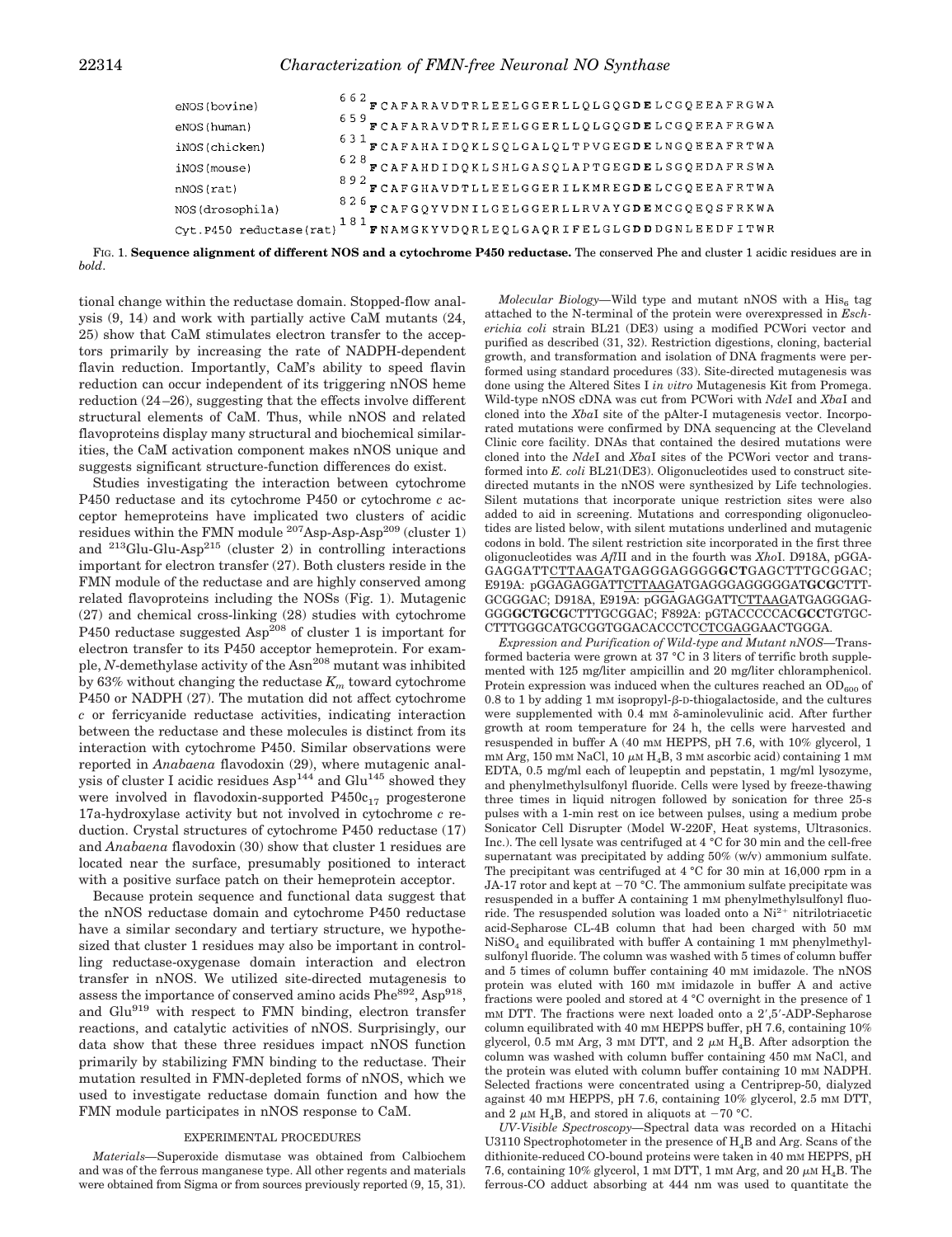| | |
|---|---|
| eNOS(bovine) | 662 **F**CAFARAVDTRLEELGGERLLQLGQGD**E**LCGQEEAFRGWA |
| eNOS(human) | 659 **F**CAFARAVDTRLEELGGERLLQLGQGD**E**LCGQEEAFRGWA |
| iNOS(chicken) | 631 **F**CAFAHAIDQKLSQLGALQLTPVGEGD**E**LNGQEEAFRTWA |
| iNOS(mouse) | 628 **F**CAFAHDIDQKLSHLGASQLAPTGEGD**E**LSGQEDAFRSWA |
| nNOS(rat) | 892 **F**CAFGHAVDTLLEELGGERILKMREGD**E**LCGQEEAFRTWA |
| NOS(drosophila) | 826 **F**CAFGQYVDNILGELGGERLLRVAYGD**E**MCGQEQSFRKWA |
| Cyt.P450 reductase(rat) | 181 **F**NAMGKYVDQRLEQLGAQRIFELGLG**DD**DGNLEEDFITWR |

**FIG. 1. Sequence alignment of different NOS and a cytochrome P450 reductase.** The conserved Phe and cluster 1 acidic residues are in *bold*.

tional change within the reductase domain. Stopped-flow analysis (9, 14) and work with partially active CaM mutants (24, 25) show that CaM stimulates electron transfer to the acceptors primarily by increasing the rate of NADPH-dependent flavin reduction. Importantly, CaM's ability to speed flavin reduction can occur independent of its triggering nNOS heme reduction (24–26), suggesting that the effects involve different structural elements of CaM. Thus, while nNOS and related flavoproteins display many structural and biochemical similarities, the CaM activation component makes nNOS unique and suggests significant structure-function differences do exist.

Studies investigating the interaction between cytochrome P450 reductase and its cytochrome P450 or cytochrome *c* acceptor hemeproteins have implicated two clusters of acidic residues within the FMN module $^{207}$Asp-Asp-Asp$^{209}$ (cluster 1) and $^{213}$Glu-Glu-Asp$^{215}$ (cluster 2) in controlling interactions important for electron transfer (27). Both clusters reside in the FMN module of the reductase and are highly conserved among related flavoproteins including the NOSs (Fig. 1). Mutagenic (27) and chemical cross-linking (28) studies with cytochrome P450 reductase suggested Asp$^{208}$ of cluster 1 is important for electron transfer to its P450 acceptor hemeprotein. For example, *N*-demethylase activity of the Asn$^{208}$ mutant was inhibited by 63% without changing the reductase $K_m$ toward cytochrome P450 or NADPH (27). The mutation did not affect cytochrome *c* or ferricyanide reductase activities, indicating interaction between the reductase and these molecules is distinct from its interaction with cytochrome P450. Similar observations were reported in *Anabaena* flavodoxin (29), where mutagenic analysis of cluster I acidic residues Asp$^{144}$ and Glu$^{145}$ showed they were involved in flavodoxin-supported P450c$_{17}$ progesterone 17a-hydroxylase activity but not involved in cytochrome *c* reduction. Crystal structures of cytochrome P450 reductase (17) and *Anabaena* flavodoxin (30) show that cluster 1 residues are located near the surface, presumably positioned to interact with a positive surface patch on their hemeprotein acceptor.

Because protein sequence and functional data suggest that the nNOS reductase domain and cytochrome P450 reductase have a similar secondary and tertiary structure, we hypothesized that cluster 1 residues may also be important in controlling reductase-oxygenase domain interaction and electron transfer in nNOS. We utilized site-directed mutagenesis to assess the importance of conserved amino acids Phe$^{892}$, Asp$^{918}$, and Glu$^{919}$ with respect to FMN binding, electron transfer reactions, and catalytic activities of nNOS. Surprisingly, our data show that these three residues impact nNOS function primarily by stabilizing FMN binding to the reductase. Their mutation resulted in FMN-depleted forms of nNOS, which we used to investigate reductase domain function and how the FMN module participates in nNOS response to CaM.

## EXPERIMENTAL PROCEDURES

*Materials*—Superoxide dismutase was obtained from Calbiochem and was of the ferrous manganese type. All other regents and materials were obtained from Sigma or from sources previously reported (9, 15, 31).

*Molecular Biology*—Wild type and mutant nNOS with a His$_6$ tag attached to the N-terminal of the protein were overexpressed in *Escherichia coli* strain BL21 (DE3) using a modified PCWori vector and purified as described (31, 32). Restriction digestions, cloning, bacterial growth, and transformation and isolation of DNA fragments were performed using standard procedures (33). Site-directed mutagenesis was done using the Altered Sites I *in vitro* Mutagenesis Kit from Promega. Wild-type nNOS cDNA was cut from PCWori with *Nde*I and *Xba*I and cloned into the *Xba*I site of the pAlter-I mutagenesis vector. Incorporated mutations were confirmed by DNA sequencing at the Cleveland Clinic core facility. DNAs that contained the desired mutations were cloned into the *Nde*I and *Xba*I sites of the PCWori vector and transformed into *E. coli* BL21(DE3). Oligonucleotides used to construct site-directed mutants in the nNOS were synthesized by Life technologies. Silent mutations that incorporate unique restriction sites were also added to aid in screening. Mutations and corresponding oligonucleotides are listed below, with silent mutations underlined and mutagenic codons in bold. The silent restriction site incorporated in the first three oligonucleotides was *Afl*II and in the fourth was *Xho*I. D918A, pGGAGAGGATTCTTAAGATGAGGGAGGGG**GCT**GAGCTTTGCGGAC; E919A: pGGAGAGGATTCTTAAGATGAGGGAGGGGGAT**GCG**CTTTGCGGGAC; D918A, E919A: pGGAGAGGATTCTTAAGATGAGGGAGGGG**GCTGCG**CTTTGCGGAC; F892A: pGTACCCCCAC**GCC**TGTGCCTTTGGGCATGCGGTGGACACCCTCCTCGAGGAACTGGGA.

*Expression and Purification of Wild-type and Mutant nNOS*—Transformed bacteria were grown at 37 °C in 3 liters of terrific broth supplemented with 125 mg/liter ampicillin and 20 mg/liter chloramphenicol. Protein expression was induced when the cultures reached an OD$_{600}$ of 0.8 to 1 by adding 1 mM isopropyl-β-D-thiogalactoside, and the cultures were supplemented with 0.4 mM δ-aminolevulinic acid. After further growth at room temperature for 24 h, the cells were harvested and resuspended in buffer A (40 mM HEPPS, pH 7.6, with 10% glycerol, 1 mM Arg, 150 mM NaCl, 10 μM H$_4$B, 3 mM ascorbic acid) containing 1 mM EDTA, 0.5 mg/ml each of leupeptin and pepstatin, 1 mg/ml lysozyme, and phenylmethylsulfonyl fluoride. Cells were lysed by freeze-thawing three times in liquid nitrogen followed by sonication for three 25-s pulses with a 1-min rest on ice between pulses, using a medium probe Sonicator Cell Disrupter (Model W-220F, Heat systems, Ultrasonics. Inc.). The cell lysate was centrifuged at 4 °C for 30 min and the cell-free supernatant was precipitated by adding 50% (w/v) ammonium sulfate. The precipitant was centrifuged at 4 °C for 30 min at 16,000 rpm in a JA-17 rotor and kept at −70 °C. The ammonium sulfate precipitate was resuspended in a buffer A containing 1 mM phenylmethylsulfonyl fluoride. The resuspended solution was loaded onto a Ni$^{2+}$ nitrilotriacetic acid-Sepharose CL-4B column that had been charged with 50 mM NiSO$_4$ and equilibrated with buffer A containing 1 mM phenylmethylsulfonyl fluoride. The column was washed with 5 times of column buffer and 5 times of column buffer containing 40 mM imidazole. The nNOS protein was eluted with 160 mM imidazole in buffer A and active fractions were pooled and stored at 4 °C overnight in the presence of 1 mM DTT. The fractions were next loaded onto a 2′,5′-ADP-Sepharose column equilibrated with 40 mM HEPPS buffer, pH 7.6, containing 10% glycerol, 0.5 mM Arg, 3 mM DTT, and 2 μM H$_4$B. After adsorption the column was washed with column buffer containing 450 mM NaCl, and the protein was eluted with column buffer containing 10 mM NADPH. Selected fractions were concentrated using a Centriprep-50, dialyzed against 40 mM HEPPS, pH 7.6, containing 10% glycerol, 2.5 mM DTT, and 2 μM H$_4$B, and stored in aliquots at −70 °C.

*UV-Visible Spectroscopy*—Spectral data was recorded on a Hitachi U3110 Spectrophotometer in the presence of H$_4$B and Arg. Scans of the dithionite-reduced CO-bound proteins were taken in 40 mM HEPPS, pH 7.6, containing 10% glycerol, 1 mM DTT, 1 mM Arg, and 20 μM H$_4$B. The ferrous-CO adduct absorbing at 444 nm was used to quantitate the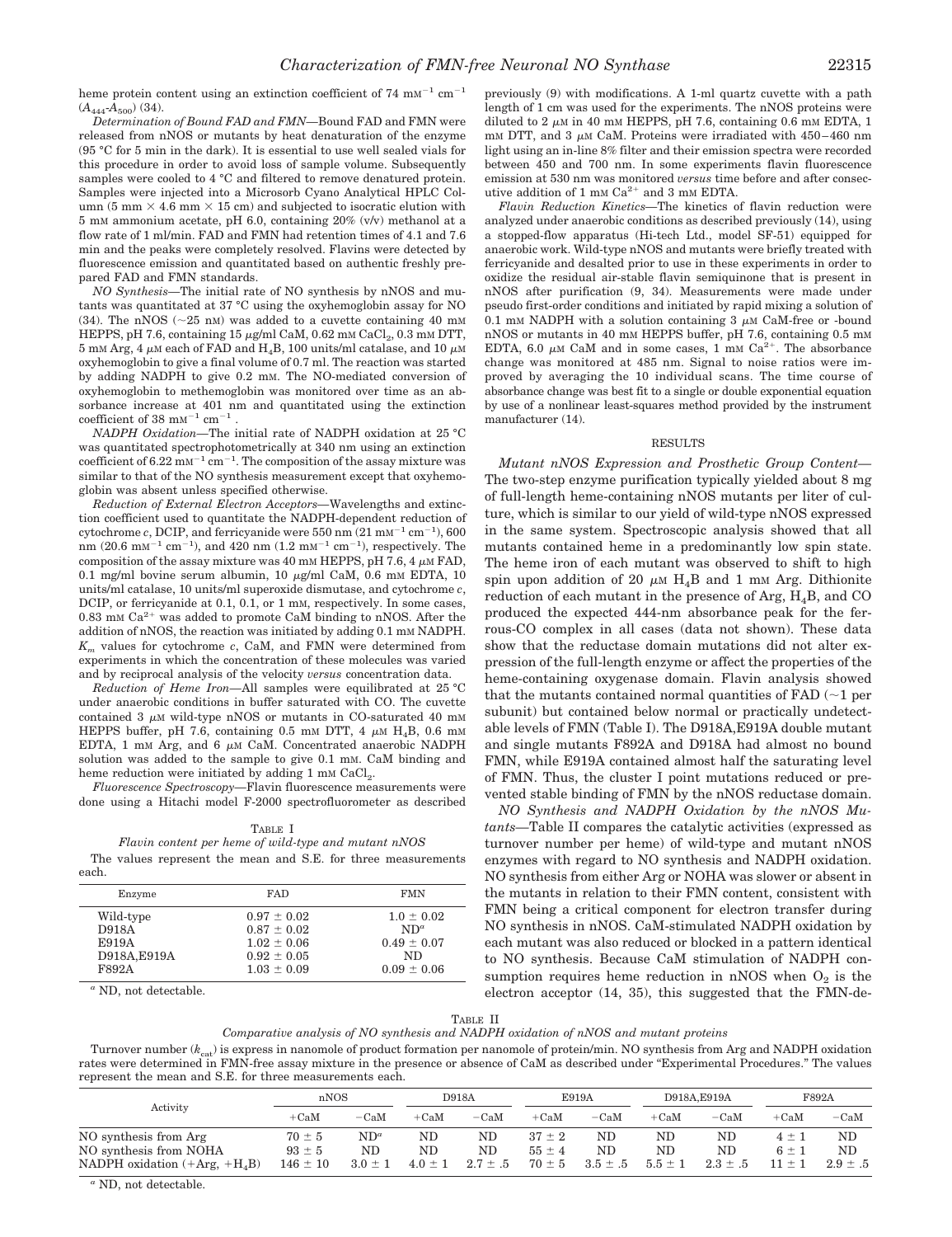heme protein content using an extinction coefficient of 74 $mM^{-1}$ $cm^{-1}$ ($A_{444}$-$A_{500}$) (34).

*Determination of Bound FAD and FMN*—Bound FAD and FMN were released from nNOS or mutants by heat denaturation of the enzyme (95 °C for 5 min in the dark). It is essential to use well sealed vials for this procedure in order to avoid loss of sample volume. Subsequently samples were cooled to 4 °C and filtered to remove denatured protein. Samples were injected into a Microsorb Cyano Analytical HPLC Column (5 mm × 4.6 mm × 15 cm) and subjected to isocratic elution with 5 mM ammonium acetate, pH 6.0, containing 20% (v/v) methanol at a flow rate of 1 ml/min. FAD and FMN had retention times of 4.1 and 7.6 min and the peaks were completely resolved. Flavins were detected by fluorescence emission and quantitated based on authentic freshly prepared FAD and FMN standards.

*NO Synthesis*—The initial rate of NO synthesis by nNOS and mutants was quantitated at 37 °C using the oxyhemoglobin assay for NO (34). The nNOS (~25 nM) was added to a cuvette containing 40 mM HEPPS, pH 7.6, containing 15 μg/ml CaM, 0.62 mM $CaCl_2$, 0.3 mM DTT, 5 mM Arg, 4 μM each of FAD and $H_4B$, 100 units/ml catalase, and 10 μM oxyhemoglobin to give a final volume of 0.7 ml. The reaction was started by adding NADPH to give 0.2 mM. The NO-mediated conversion of oxyhemoglobin to methemoglobin was monitored over time as an absorbance increase at 401 nm and quantitated using the extinction coefficient of 38 $mM^{-1}$ $cm^{-1}$.

*NADPH Oxidation*—The initial rate of NADPH oxidation at 25 °C was quantitated spectrophotometrically at 340 nm using an extinction coefficient of 6.22 $mM^{-1}$ $cm^{-1}$. The composition of the assay mixture was similar to that of the NO synthesis measurement except that oxyhemoglobin was absent unless specified otherwise.

*Reduction of External Electron Acceptors*—Wavelengths and extinction coefficient used to quantitate the NADPH-dependent reduction of cytochrome *c*, DCIP, and ferricyanide were 550 nm (21 $mM^{-1}$ $cm^{-1}$), 600 nm (20.6 $mM^{-1}$ $cm^{-1}$), and 420 nm (1.2 $mM^{-1}$ $cm^{-1}$), respectively. The composition of the assay mixture was 40 mM HEPPS, pH 7.6, 4 μM FAD, 0.1 mg/ml bovine serum albumin, 10 μg/ml CaM, 0.6 mM EDTA, 10 units/ml catalase, 10 units/ml superoxide dismutase, and cytochrome *c*, DCIP, or ferricyanide at 0.1, 0.1, or 1 mM, respectively. In some cases, 0.83 mM $Ca^{2+}$ was added to promote CaM binding to nNOS. After the addition of nNOS, the reaction was initiated by adding 0.1 mM NADPH. $K_m$ values for cytochrome *c*, CaM, and FMN were determined from experiments in which the concentration of these molecules was varied and by reciprocal analysis of the velocity *versus* concentration data.

*Reduction of Heme Iron*—All samples were equilibrated at 25 °C under anaerobic conditions in buffer saturated with CO. The cuvette contained 3 μM wild-type nNOS or mutants in CO-saturated 40 mM HEPPS buffer, pH 7.6, containing 0.5 mM DTT, 4 μM $H_4B$, 0.6 mM EDTA, 1 mM Arg, and 6 μM CaM. Concentrated anaerobic NADPH solution was added to the sample to give 0.1 mM. CaM binding and heme reduction were initiated by adding 1 mM $CaCl_2$.

*Fluorescence Spectroscopy*—Flavin fluorescence measurements were done using a Hitachi model F-2000 spectrofluorometer as described previously (9) with modifications. A 1-ml quartz cuvette with a path length of 1 cm was used for the experiments. The nNOS proteins were diluted to 2 μM in 40 mM HEPPS, pH 7.6, containing 0.6 mM EDTA, 1 mM DTT, and 3 μM CaM. Proteins were irradiated with 450–460 nm light using an in-line 8% filter and their emission spectra were recorded between 450 and 700 nm. In some experiments flavin fluorescence emission at 530 nm was monitored *versus* time before and after consecutive addition of 1 mM $Ca^{2+}$ and 3 mM EDTA.

*Flavin Reduction Kinetics*—The kinetics of flavin reduction were analyzed under anaerobic conditions as described previously (14), using a stopped-flow apparatus (Hi-tech Ltd., model SF-51) equipped for anaerobic work. Wild-type nNOS and mutants were briefly treated with ferricyanide and desalted prior to use in these experiments in order to oxidize the residual air-stable flavin semiquinone that is present in nNOS after purification (9, 34). Measurements were made under pseudo first-order conditions and initiated by rapid mixing a solution of 0.1 mM NADPH with a solution containing 3 μM CaM-free or -bound nNOS or mutants in 40 mM HEPPS buffer, pH 7.6, containing 0.5 mM EDTA, 6.0 μM CaM and in some cases, 1 mM $Ca^{2+}$. The absorbance change was monitored at 485 nm. Signal to noise ratios were improved by averaging the 10 individual scans. The time course of absorbance change was best fit to a single or double exponential equation by use of a nonlinear least-squares method provided by the instrument manufacturer (14).

## RESULTS

*Mutant nNOS Expression and Prosthetic Group Content*—The two-step enzyme purification typically yielded about 8 mg of full-length heme-containing nNOS mutants per liter of culture, which is similar to our yield of wild-type nNOS expressed in the same system. Spectroscopic analysis showed that all mutants contained heme in a predominantly low spin state. The heme iron of each mutant was observed to shift to high spin upon addition of 20 μM $H_4B$ and 1 mM Arg. Dithionite reduction of each mutant in the presence of Arg, $H_4B$, and CO produced the expected 444-nm absorbance peak for the ferrous-CO complex in all cases (data not shown). These data show that the reductase domain mutations did not alter expression of the full-length enzyme or affect the properties of the heme-containing oxygenase domain. Flavin analysis showed that the mutants contained normal quantities of FAD (~1 per subunit) but contained below normal or practically undetectable levels of FMN (Table I). The D918A,E919A double mutant and single mutants F892A and D918A had almost no bound FMN, while E919A contained almost half the saturating level of FMN. Thus, the cluster I point mutations reduced or prevented stable binding of FMN by the nNOS reductase domain.

*NO Synthesis and NADPH Oxidation by the nNOS Mutants*—Table II compares the catalytic activities (expressed as turnover number per heme) of wild-type and mutant nNOS enzymes with regard to NO synthesis and NADPH oxidation. NO synthesis from either Arg or NOHA was slower or absent in the mutants in relation to their FMN content, consistent with FMN being a critical component for electron transfer during NO synthesis in nNOS. CaM-stimulated NADPH oxidation by each mutant was also reduced or blocked in a pattern identical to NO synthesis. Because CaM stimulation of NADPH consumption requires heme reduction in nNOS when $O_2$ is the electron acceptor (14, 35), this suggested that the FMN-de-

TABLE I

*Flavin content per heme of wild-type and mutant nNOS*

The values represent the mean and S.E. for three measurements each.

| Enzyme | FAD | FMN |
|---|---|---|
| Wild-type | 0.97 ± 0.02 | 1.0 ± 0.02 |
| D918A | 0.87 ± 0.02 | ND[a] |
| E919A | 1.02 ± 0.06 | 0.49 ± 0.07 |
| D918A,E919A | 0.92 ± 0.05 | ND |
| F892A | 1.03 ± 0.09 | 0.09 ± 0.06 |

[a] ND, not detectable.

TABLE II

*Comparative analysis of NO synthesis and NADPH oxidation of nNOS and mutant proteins*

Turnover number ($k_{cat}$) is express in nanomole of product formation per nanomole of protein/min. NO synthesis from Arg and NADPH oxidation rates were determined in FMN-free assay mixture in the presence or absence of CaM as described under "Experimental Procedures." The values represent the mean and S.E. for three measurements each.

| Activity | nNOS | | D918A | | E919A | | D918A,E919A | | F892A | |
|---|---|---|---|---|---|---|---|---|---|---|
| | +CaM | −CaM | +CaM | −CaM | +CaM | −CaM | +CaM | −CaM | +CaM | −CaM |
| NO synthesis from Arg | 70 ± 5 | ND[a] | ND | ND | 37 ± 2 | ND | ND | ND | 4 ± 1 | ND |
| NO synthesis from NOHA | 93 ± 5 | ND | ND | ND | 55 ± 4 | ND | ND | ND | 6 ± 1 | ND |
| NADPH oxidation (+Arg, +$H_4B$) | 146 ± 10 | 3.0 ± 1 | 4.0 ± 1 | 2.7 ± .5 | 70 ± 5 | 3.5 ± .5 | 5.5 ± 1 | 2.3 ± .5 | 11 ± 1 | 2.9 ± .5 |

[a] ND, not detectable.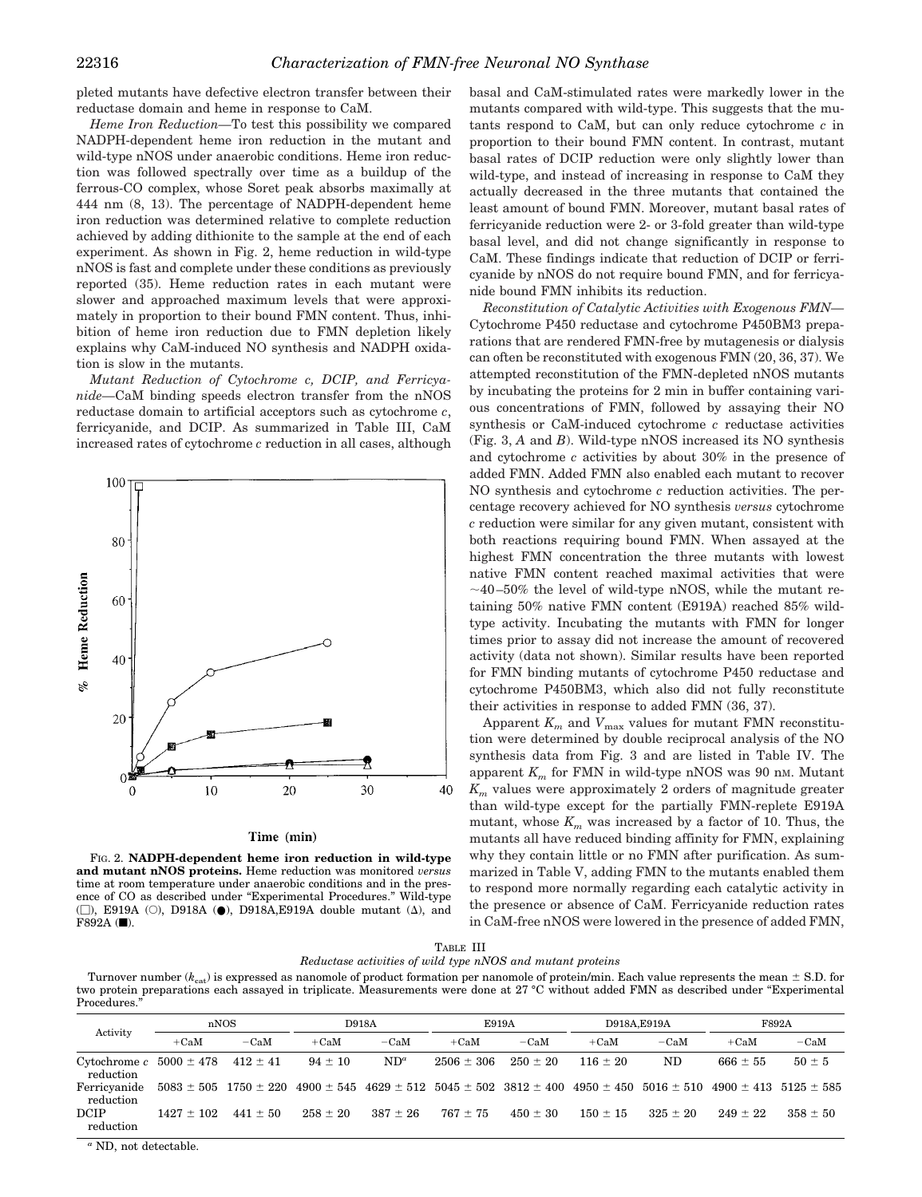pleted mutants have defective electron transfer between their reductase domain and heme in response to CaM.

*Heme Iron Reduction*—To test this possibility we compared NADPH-dependent heme iron reduction in the mutant and wild-type nNOS under anaerobic conditions. Heme iron reduction was followed spectrally over time as a buildup of the ferrous-CO complex, whose Soret peak absorbs maximally at 444 nm (8, 13). The percentage of NADPH-dependent heme iron reduction was determined relative to complete reduction achieved by adding dithionite to the sample at the end of each experiment. As shown in Fig. 2, heme reduction in wild-type nNOS is fast and complete under these conditions as previously reported (35). Heme reduction rates in each mutant were slower and approached maximum levels that were approximately in proportion to their bound FMN content. Thus, inhibition of heme iron reduction due to FMN depletion likely explains why CaM-induced NO synthesis and NADPH oxidation is slow in the mutants.

*Mutant Reduction of Cytochrome c, DCIP, and Ferricyanide*—CaM binding speeds electron transfer from the nNOS reductase domain to artificial acceptors such as cytochrome *c*, ferricyanide, and DCIP. As summarized in Table III, CaM increased rates of cytochrome *c* reduction in all cases, although basal and CaM-stimulated rates were markedly lower in the mutants compared with wild-type. This suggests that the mutants respond to CaM, but can only reduce cytochrome *c* in proportion to their bound FMN content. In contrast, mutant basal rates of DCIP reduction were only slightly lower than wild-type, and instead of increasing in response to CaM they actually decreased in the three mutants that contained the least amount of bound FMN. Moreover, mutant basal rates of ferricyanide reduction were 2- or 3-fold greater than wild-type basal level, and did not change significantly in response to CaM. These findings indicate that reduction of DCIP or ferricyanide by nNOS do not require bound FMN, and for ferricyanide bound FMN inhibits its reduction.

FIG. 2. **NADPH-dependent heme iron reduction in wild-type and mutant nNOS proteins.** Heme reduction was monitored *versus* time at room temperature under anaerobic conditions and in the presence of CO as described under "Experimental Procedures." Wild-type (□), E919A (○), D918A (●), D918A,E919A double mutant (Δ), and F892A (■).

*Reconstitution of Catalytic Activities with Exogenous FMN*—Cytochrome P450 reductase and cytochrome P450BM3 preparations that are rendered FMN-free by mutagenesis or dialysis can often be reconstituted with exogenous FMN (20, 36, 37). We attempted reconstitution of the FMN-depleted nNOS mutants by incubating the proteins for 2 min in buffer containing various concentrations of FMN, followed by assaying their NO synthesis or CaM-induced cytochrome *c* reductase activities (Fig. 3, *A* and *B*). Wild-type nNOS increased its NO synthesis and cytochrome *c* activities by about 30% in the presence of added FMN. Added FMN also enabled each mutant to recover NO synthesis and cytochrome *c* reduction activities. The percentage recovery achieved for NO synthesis *versus* cytochrome *c* reduction were similar for any given mutant, consistent with both reactions requiring bound FMN. When assayed at the highest FMN concentration the three mutants with lowest native FMN content reached maximal activities that were ~40–50% the level of wild-type nNOS, while the mutant retaining 50% native FMN content (E919A) reached 85% wild-type activity. Incubating the mutants with FMN for longer times prior to assay did not increase the amount of recovered activity (data not shown). Similar results have been reported for FMN binding mutants of cytochrome P450 reductase and cytochrome P450BM3, which also did not fully reconstitute their activities in response to added FMN (36, 37).

Apparent $K_m$ and $V_{max}$ values for mutant FMN reconstitution were determined by double reciprocal analysis of the NO synthesis data from Fig. 3 and are listed in Table IV. The apparent $K_m$ for FMN in wild-type nNOS was 90 nM. Mutant $K_m$ values were approximately 2 orders of magnitude greater than wild-type except for the partially FMN-replete E919A mutant, whose $K_m$ was increased by a factor of 10. Thus, the mutants all have reduced binding affinity for FMN, explaining why they contain little or no FMN after purification. As summarized in Table V, adding FMN to the mutants enabled them to respond more normally regarding each catalytic activity in the presence or absence of CaM. Ferricyanide reduction rates in CaM-free nNOS were lowered in the presence of added FMN,

TABLE III
*Reductase activities of wild type nNOS and mutant proteins*

Turnover number ($k_{cat}$) is expressed as nanomole of product formation per nanomole of protein/min. Each value represents the mean ± S.D. for two protein preparations each assayed in triplicate. Measurements were done at 27 °C without added FMN as described under "Experimental Procedures."

| Activity | nNOS | | D918A | | E919A | | D918A,E919A | | F892A | |
|---|---|---|---|---|---|---|---|---|---|---|
| | +CaM | −CaM | +CaM | −CaM | +CaM | −CaM | +CaM | −CaM | +CaM | −CaM |
| Cytochrome *c* reduction | 5000 ± 478 | 412 ± 41 | 94 ± 10 | ND[a] | 2506 ± 306 | 250 ± 20 | 116 ± 20 | ND | 666 ± 55 | 50 ± 5 |
| Ferricyanide reduction | 5083 ± 505 | 1750 ± 220 | 4900 ± 545 | 4629 ± 512 | 5045 ± 502 | 3812 ± 400 | 4950 ± 450 | 5016 ± 510 | 4900 ± 413 | 5125 ± 585 |
| DCIP reduction | 1427 ± 102 | 441 ± 50 | 258 ± 20 | 387 ± 26 | 767 ± 75 | 450 ± 30 | 150 ± 15 | 325 ± 20 | 249 ± 22 | 358 ± 50 |

[a] ND, not detectable.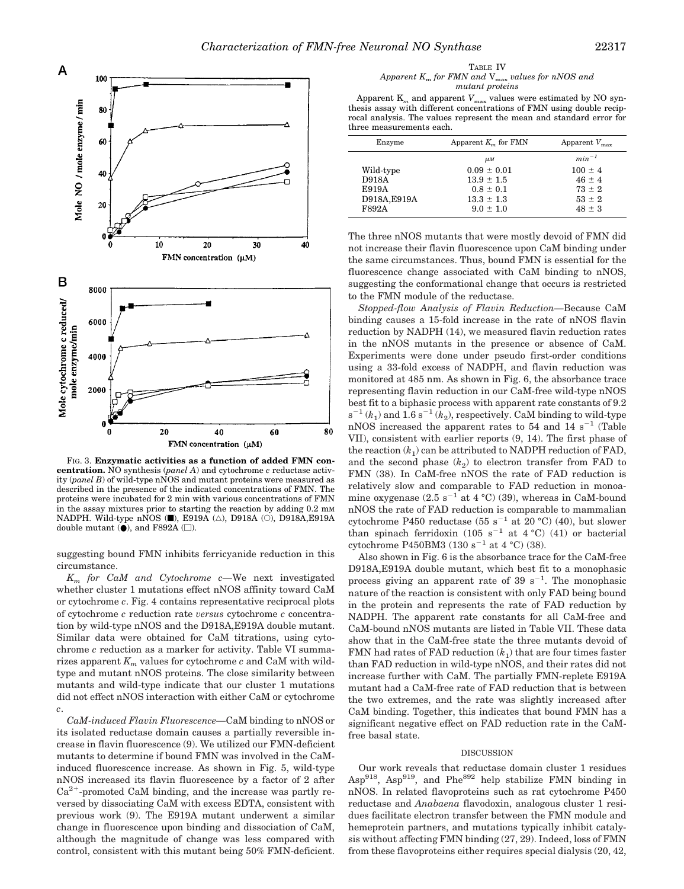FIG. 3. **Enzymatic activities as a function of added FMN concentration.** NO synthesis (*panel A*) and cytochrome *c* reductase activity (*panel B*) of wild-type nNOS and mutant proteins were measured as described in the presence of the indicated concentrations of FMN. The proteins were incubated for 2 min with various concentrations of FMN in the assay mixtures prior to starting the reaction by adding 0.2 mM NADPH. Wild-type nNOS (■), E919A (△), D918A (○), D918A,E919A double mutant (●), and F892A (□).

suggesting bound FMN inhibits ferricyanide reduction in this circumstance.

*$K_m$ for CaM and Cytochrome c*—We next investigated whether cluster 1 mutations effect nNOS affinity toward CaM or cytochrome *c*. Fig. 4 contains representative reciprocal plots of cytochrome *c* reduction rate *versus* cytochrome *c* concentration by wild-type nNOS and the D918A,E919A double mutant. Similar data were obtained for CaM titrations, using cytochrome *c* reduction as a marker for activity. Table VI summarizes apparent $K_m$ values for cytochrome *c* and CaM with wild-type and mutant nNOS proteins. The close similarity between mutants and wild-type indicate that our cluster 1 mutations did not effect nNOS interaction with either CaM or cytochrome *c*.

*CaM-induced Flavin Fluorescence*—CaM binding to nNOS or its isolated reductase domain causes a partially reversible increase in flavin fluorescence (9). We utilized our FMN-deficient mutants to determine if bound FMN was involved in the CaM-induced fluorescence increase. As shown in Fig. 5, wild-type nNOS increased its flavin fluorescence by a factor of 2 after $Ca^{2+}$-promoted CaM binding, and the increase was partly reversed by dissociating CaM with excess EDTA, consistent with previous work (9). The E919A mutant underwent a similar change in fluorescence upon binding and dissociation of CaM, although the magnitude of change was less compared with control, consistent with this mutant being 50% FMN-deficient.

TABLE IV
*Apparent $K_m$ for FMN and $V_{max}$ values for nNOS and mutant proteins*

Apparent $K_m$ and apparent $V_{max}$ values were estimated by NO synthesis assay with different concentrations of FMN using double reciprocal analysis. The values represent the mean and standard error for three measurements each.

| Enzyme | Apparent $K_m$ for FMN | Apparent $V_{max}$ |
|---|---|---|
| | $\mu M$ | $min^{-1}$ |
| Wild-type | 0.09 ± 0.01 | 100 ± 4 |
| D918A | 13.9 ± 1.5 | 46 ± 4 |
| E919A | 0.8 ± 0.1 | 73 ± 2 |
| D918A,E919A | 13.3 ± 1.3 | 53 ± 2 |
| F892A | 9.0 ± 1.0 | 48 ± 3 |

The three nNOS mutants that were mostly devoid of FMN did not increase their flavin fluorescence upon CaM binding under the same circumstances. Thus, bound FMN is essential for the fluorescence change associated with CaM binding to nNOS, suggesting the conformational change that occurs is restricted to the FMN module of the reductase.

*Stopped-flow Analysis of Flavin Reduction*—Because CaM binding causes a 15-fold increase in the rate of nNOS flavin reduction by NADPH (14), we measured flavin reduction rates in the nNOS mutants in the presence or absence of CaM. Experiments were done under pseudo first-order conditions using a 33-fold excess of NADPH, and flavin reduction was monitored at 485 nm. As shown in Fig. 6, the absorbance trace representing flavin reduction in our CaM-free wild-type nNOS best fit to a biphasic process with apparent rate constants of 9.2 $s^{-1}$ ($k_1$) and 1.6 $s^{-1}$ ($k_2$), respectively. CaM binding to wild-type nNOS increased the apparent rates to 54 and 14 $s^{-1}$ (Table VII), consistent with earlier reports (9, 14). The first phase of the reaction ($k_1$) can be attributed to NADPH reduction of FAD, and the second phase ($k_2$) to electron transfer from FAD to FMN (38). In CaM-free nNOS the rate of FAD reduction is relatively slow and comparable to FAD reduction in monoamine oxygenase (2.5 $s^{-1}$ at 4 °C) (39), whereas in CaM-bound nNOS the rate of FAD reduction is comparable to mammalian cytochrome P450 reductase (55 $s^{-1}$ at 20 °C) (40), but slower than spinach ferridoxin (105 $s^{-1}$ at 4 °C) (41) or bacterial cytochrome P450BM3 (130 $s^{-1}$ at 4 °C) (38).

Also shown in Fig. 6 is the absorbance trace for the CaM-free D918A,E919A double mutant, which best fit to a monophasic process giving an apparent rate of 39 $s^{-1}$. The monophasic nature of the reaction is consistent with only FAD being bound in the protein and represents the rate of FAD reduction by NADPH. The apparent rate constants for all CaM-free and CaM-bound nNOS mutants are listed in Table VII. These data show that in the CaM-free state the three mutants devoid of FMN had rates of FAD reduction ($k_1$) that are four times faster than FAD reduction in wild-type nNOS, and their rates did not increase further with CaM. The partially FMN-replete E919A mutant had a CaM-free rate of FAD reduction that is between the two extremes, and the rate was slightly increased after CaM binding. Together, this indicates that bound FMN has a significant negative effect on FAD reduction rate in the CaM-free basal state.

## DISCUSSION

Our work reveals that reductase domain cluster 1 residues $Asp^{918}$, $Asp^{919}$, and $Phe^{892}$ help stabilize FMN binding in nNOS. In related flavoproteins such as rat cytochrome P450 reductase and *Anabaena* flavodoxin, analogous cluster 1 residues facilitate electron transfer between the FMN module and hemeprotein partners, and mutations typically inhibit catalysis without affecting FMN binding (27, 29). Indeed, loss of FMN from these flavoproteins either requires special dialysis (20, 42,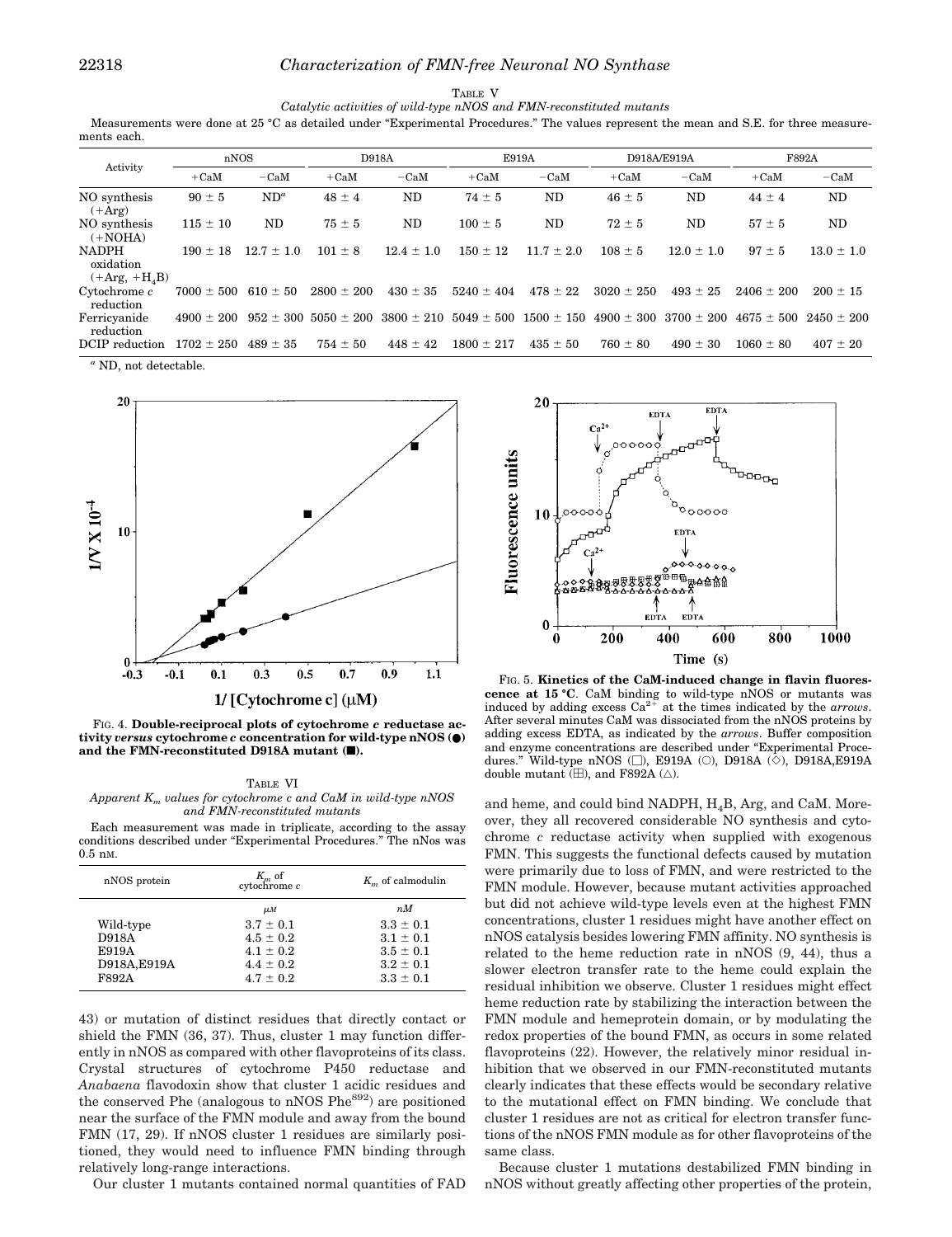TABLE V

*Catalytic activities of wild-type nNOS and FMN-reconstituted mutants*

Measurements were done at 25 °C as detailed under "Experimental Procedures." The values represent the mean and S.E. for three measurements each.

| Activity | nNOS | | D918A | | E919A | | D918A/E919A | | F892A | |
|---|---|---|---|---|---|---|---|---|---|---|
| | +CaM | −CaM | +CaM | −CaM | +CaM | −CaM | +CaM | −CaM | +CaM | −CaM |
| NO synthesis (+Arg) | 90 ± 5 | ND[a] | 48 ± 4 | ND | 74 ± 5 | ND | 46 ± 5 | ND | 44 ± 4 | ND |
| NO synthesis (+NOHA) | 115 ± 10 | ND | 75 ± 5 | ND | 100 ± 5 | ND | 72 ± 5 | ND | 57 ± 5 | ND |
| NADPH oxidation (+Arg, +$H_4B$) | 190 ± 18 | 12.7 ± 1.0 | 101 ± 8 | 12.4 ± 1.0 | 150 ± 12 | 11.7 ± 2.0 | 108 ± 5 | 12.0 ± 1.0 | 97 ± 5 | 13.0 ± 1.0 |
| Cytochrome *c* reduction | 7000 ± 500 | 610 ± 50 | 2800 ± 200 | 430 ± 35 | 5240 ± 404 | 478 ± 22 | 3020 ± 250 | 493 ± 25 | 2406 ± 200 | 200 ± 15 |
| Ferricyanide reduction | 4900 ± 200 | 952 ± 300 | 5050 ± 200 | 3800 ± 210 | 5049 ± 500 | 1500 ± 150 | 4900 ± 300 | 3700 ± 200 | 4675 ± 500 | 2450 ± 200 |
| DCIP reduction | 1702 ± 250 | 489 ± 35 | 754 ± 50 | 448 ± 42 | 1800 ± 217 | 435 ± 50 | 760 ± 80 | 490 ± 30 | 1060 ± 80 | 407 ± 20 |

[a] ND, not detectable.

FIG. 4. **Double-reciprocal plots of cytochrome *c* reductase activity *versus* cytochrome *c* concentration for wild-type nNOS (●) and the FMN-reconstituted D918A mutant (■).**

TABLE VI

*Apparent $K_m$ values for cytochrome c and CaM in wild-type nNOS and FMN-reconstituted mutants*

Each measurement was made in triplicate, according to the assay conditions described under "Experimental Procedures." The nNos was 0.5 nM.

| nNOS protein | $K_m$ of cytochrome *c* | $K_m$ of calmodulin |
|---|---|---|
| | *μM* | *nM* |
| Wild-type | 3.7 ± 0.1 | 3.3 ± 0.1 |
| D918A | 4.5 ± 0.2 | 3.1 ± 0.1 |
| E919A | 4.1 ± 0.2 | 3.5 ± 0.1 |
| D918A,E919A | 4.4 ± 0.2 | 3.2 ± 0.1 |
| F892A | 4.7 ± 0.2 | 3.3 ± 0.1 |

43) or mutation of distinct residues that directly contact or shield the FMN (36, 37). Thus, cluster 1 may function differently in nNOS as compared with other flavoproteins of its class. Crystal structures of cytochrome P450 reductase and *Anabaena* flavodoxin show that cluster 1 acidic residues and the conserved Phe (analogous to nNOS $Phe^{892}$) are positioned near the surface of the FMN module and away from the bound FMN (17, 29). If nNOS cluster 1 residues are similarly positioned, they would need to influence FMN binding through relatively long-range interactions.

Our cluster 1 mutants contained normal quantities of FAD and heme, and could bind NADPH, $H_4B$, Arg, and CaM. Moreover, they all recovered considerable NO synthesis and cytochrome *c* reductase activity when supplied with exogenous FMN. This suggests the functional defects caused by mutation were primarily due to loss of FMN, and were restricted to the FMN module. However, because mutant activities approached but did not achieve wild-type levels even at the highest FMN concentrations, cluster 1 residues might have another effect on nNOS catalysis besides lowering FMN affinity. NO synthesis is related to the heme reduction rate in nNOS (9, 44), thus a slower electron transfer rate to the heme could explain the residual inhibition we observe. Cluster 1 residues might effect heme reduction rate by stabilizing the interaction between the FMN module and hemeprotein domain, or by modulating the redox properties of the bound FMN, as occurs in some related flavoproteins (22). However, the relatively minor residual inhibition that we observed in our FMN-reconstituted mutants clearly indicates that these effects would be secondary relative to the mutational effect on FMN binding. We conclude that cluster 1 residues are not as critical for electron transfer functions of the nNOS FMN module as for other flavoproteins of the same class.

FIG. 5. **Kinetics of the CaM-induced change in flavin fluorescence at 15 °C**. CaM binding to wild-type nNOS or mutants was induced by adding excess $Ca^{2+}$ at the times indicated by the *arrows*. After several minutes CaM was dissociated from the nNOS proteins by adding excess EDTA, as indicated by the *arrows*. Buffer composition and enzyme concentrations are described under "Experimental Procedures." Wild-type nNOS (□), E919A (○), D918A (◇), D918A,E919A double mutant (⊞), and F892A (△).

Because cluster 1 mutations destabilized FMN binding in nNOS without greatly affecting other properties of the protein,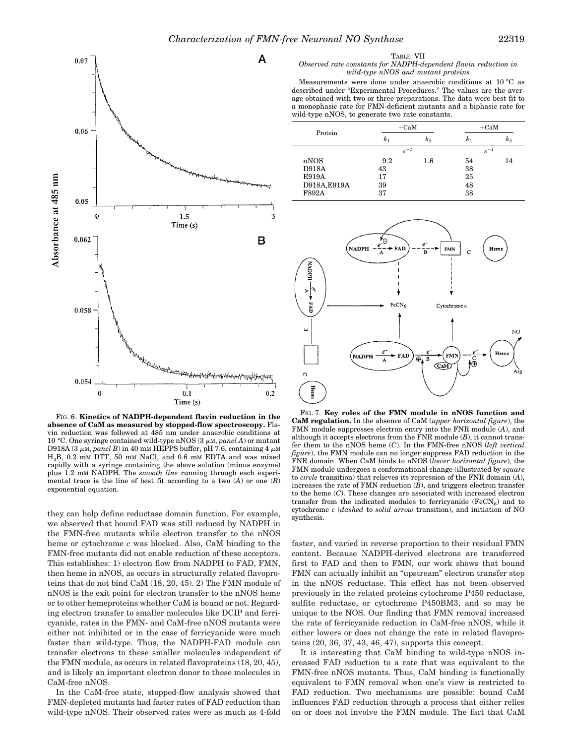FIG. 6. **Kinetics of NADPH-dependent flavin reduction in the absence of CaM as measured by stopped-flow spectroscopy.** Flavin reduction was followed at 485 nm under anaerobic conditions at 10 °C. One syringe contained wild-type nNOS (3 μM, *panel A*) or mutant D918A (3 μM, *panel B*) in 40 mM HEPPS buffer, pH 7.6, containing 4 μM $H_4B$, 0.2 mM DTT, 50 mM NaCl, and 0.6 mM EDTA and was mixed rapidly with a syringe containing the above solution (minus enzyme) plus 1.2 mM NADPH. The *smooth line* running through each experimental trace is the line of best fit according to a two (*A*) or one (*B*) exponential equation.

TABLE VII
*Observed rate constants for NADPH-dependent flavin reduction in wild-type nNOS and mutant proteins*

Measurements were done under anaerobic conditions at 10 °C as described under "Experimental Procedures." The values are the average obtained with two or three preparations. The data were best fit to a monophasic rate for FMN-deficient mutants and a biphasic rate for wild-type nNOS, to generate two rate constants.

| Protein | −CaM | | +CaM | |
|---|---|---|---|---|
| | $k_1$ | $k_2$ | $k_1$ | $k_2$ |
| | $s^{-1}$ | | $s^{-1}$ | |
| nNOS | 9.2 | 1.6 | 54 | 14 |
| D918A | 43 | | 38 | |
| E919A | 17 | | 25 | |
| D918A,E919A | 39 | | 48 | |
| F892A | 37 | | 38 | |

FIG. 7. **Key roles of the FMN module in nNOS function and CaM regulation.** In the absence of CaM (*upper horizontal figure*), the FMN module suppresses electron entry into the FNR module (*A*), and although it accepts electrons from the FNR module (*B*), it cannot transfer them to the nNOS heme (*C*). In the FMN-free nNOS (*left vertical figure*), the FMN module can no longer suppress FAD reduction in the FNR domain. When CaM binds to nNOS (*lower horizontal figure*), the FMN module undergoes a conformational change (illustrated by *square* to *circle* transition) that relieves its repression of the FNR domain (*A*), increases the rate of FMN reduction (*B*), and triggers electron transfer to the heme (*C*). These changes are associated with increased electron transfer from the indicated modules to ferricyanide ($FeCN_6$) and to cytochrome *c* (*dashed* to *solid arrow* transition), and initiation of NO synthesis.

they can help define reductase domain function. For example, we observed that bound FAD was still reduced by NADPH in the FMN-free mutants while electron transfer to the nNOS heme or cytochrome *c* was blocked. Also, CaM binding to the FMN-free mutants did not enable reduction of these acceptors. This establishes: 1) electron flow from NADPH to FAD, FMN, then heme in nNOS, as occurs in structurally related flavoproteins that do not bind CaM (18, 20, 45). 2) The FMN module of nNOS is the exit point for electron transfer to the nNOS heme or to other hemeproteins whether CaM is bound or not. Regarding electron transfer to smaller molecules like DCIP and ferricyanide, rates in the FMN- and CaM-free nNOS mutants were either not inhibited or in the case of ferricyanide were much faster than wild-type. Thus, the NADPH-FAD module can transfer electrons to these smaller molecules independent of the FMN module, as occurs in related flavoproteins (18, 20, 45), and is likely an important electron donor to these molecules in CaM-free nNOS.

In the CaM-free state, stopped-flow analysis showed that FMN-depleted mutants had faster rates of FAD reduction than wild-type nNOS. Their observed rates were as much as 4-fold faster, and varied in reverse proportion to their residual FMN content. Because NADPH-derived electrons are transferred first to FAD and then to FMN, our work shows that bound FMN can actually inhibit an "upstream" electron transfer step in the nNOS reductase. This effect has not been observed previously in the related proteins cytochrome P450 reductase, sulfite reductase, or cytochrome P450BM3, and so may be unique to the NOS. Our finding that FMN removal increased the rate of ferricyanide reduction in CaM-free nNOS, while it either lowers or does not change the rate in related flavoproteins (20, 36, 37, 43, 46, 47), supports this concept.

It is interesting that CaM binding to wild-type nNOS increased FAD reduction to a rate that was equivalent to the FMN-free nNOS mutants. Thus, CaM binding is functionally equivalent to FMN removal when one's view is restricted to FAD reduction. Two mechanisms are possible: bound CaM influences FAD reduction through a process that either relies on or does not involve the FMN module. The fact that CaM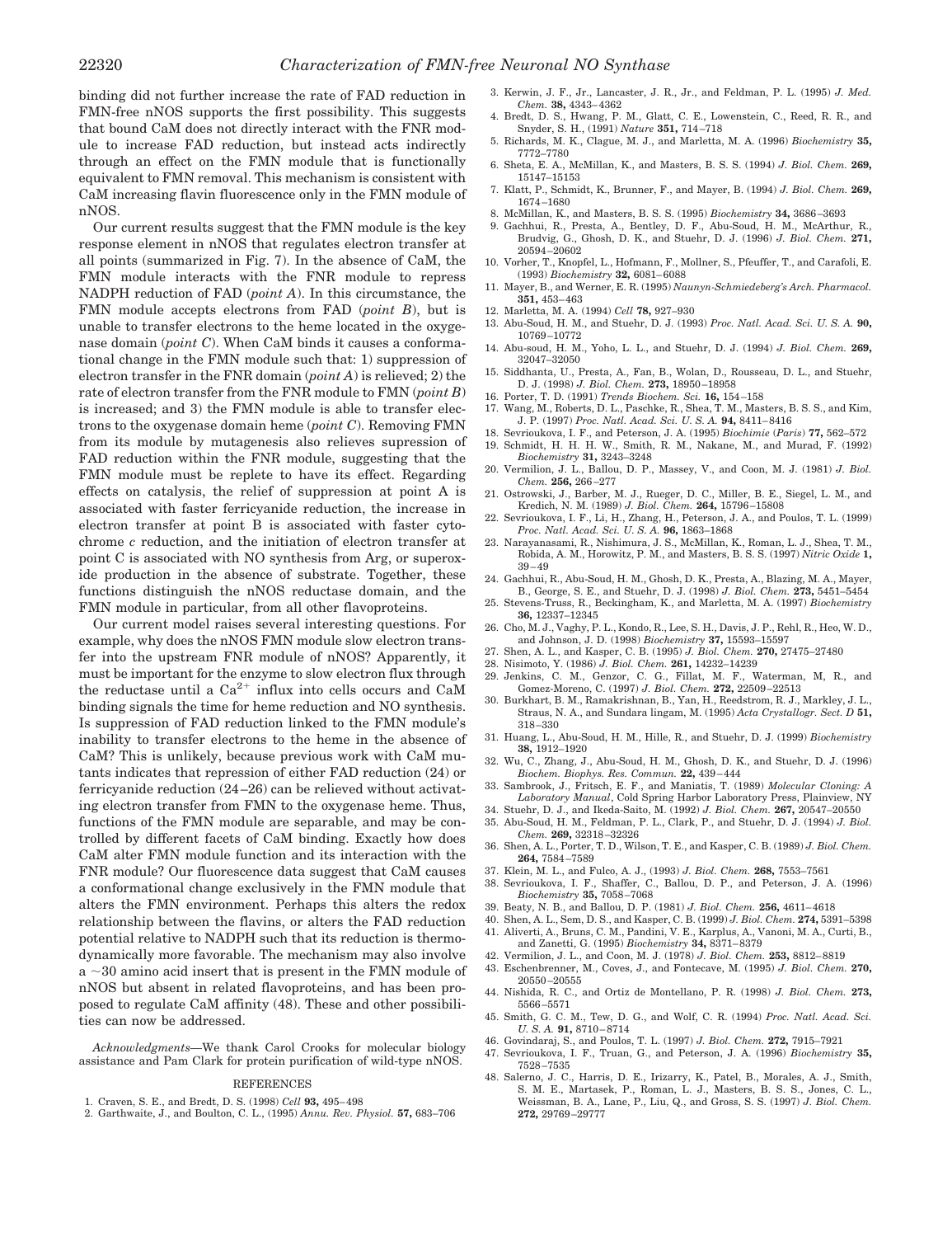binding did not further increase the rate of FAD reduction in FMN-free nNOS supports the first possibility. This suggests that bound CaM does not directly interact with the FNR module to increase FAD reduction, but instead acts indirectly through an effect on the FMN module that is functionally equivalent to FMN removal. This mechanism is consistent with CaM increasing flavin fluorescence only in the FMN module of nNOS.

Our current results suggest that the FMN module is the key response element in nNOS that regulates electron transfer at all points (summarized in Fig. 7). In the absence of CaM, the FMN module interacts with the FNR module to repress NADPH reduction of FAD (*point A*). In this circumstance, the FMN module accepts electrons from FAD (*point B*), but is unable to transfer electrons to the heme located in the oxygenase domain (*point C*). When CaM binds it causes a conformational change in the FMN module such that: 1) suppression of electron transfer in the FNR domain (*point A*) is relieved; 2) the rate of electron transfer from the FNR module to FMN (*point B*) is increased; and 3) the FMN module is able to transfer electrons to the oxygenase domain heme (*point C*). Removing FMN from its module by mutagenesis also relieves supression of FAD reduction within the FNR module, suggesting that the FMN module must be replete to have its effect. Regarding effects on catalysis, the relief of suppression at point A is associated with faster ferricyanide reduction, the increase in electron transfer at point B is associated with faster cytochrome *c* reduction, and the initiation of electron transfer at point C is associated with NO synthesis from Arg, or superoxide production in the absence of substrate. Together, these functions distinguish the nNOS reductase domain, and the FMN module in particular, from all other flavoproteins.

Our current model raises several interesting questions. For example, why does the nNOS FMN module slow electron transfer into the upstream FNR module of nNOS? Apparently, it must be important for the enzyme to slow electron flux through the reductase until a $Ca^{2+}$ influx into cells occurs and CaM binding signals the time for heme reduction and NO synthesis. Is suppression of FAD reduction linked to the FMN module's inability to transfer electrons to the heme in the absence of CaM? This is unlikely, because previous work with CaM mutants indicates that repression of either FAD reduction (24) or ferricyanide reduction (24–26) can be relieved without activating electron transfer from FMN to the oxygenase heme. Thus, functions of the FMN module are separable, and may be controlled by different facets of CaM binding. Exactly how does CaM alter FMN module function and its interaction with the FNR module? Our fluorescence data suggest that CaM causes a conformational change exclusively in the FMN module that alters the FMN environment. Perhaps this alters the redox relationship between the flavins, or alters the FAD reduction potential relative to NADPH such that its reduction is thermodynamically more favorable. The mechanism may also involve a ~30 amino acid insert that is present in the FMN module of nNOS but absent in related flavoproteins, and has been proposed to regulate CaM affinity (48). These and other possibilities can now be addressed.

*Acknowledgments*—We thank Carol Crooks for molecular biology assistance and Pam Clark for protein purification of wild-type nNOS.

## REFERENCES

1. Craven, S. E., and Bredt, D. S. (1998) *Cell* **93,** 495–498
2. Garthwaite, J., and Boulton, C. L., (1995) *Annu. Rev. Physiol.* **57,** 683–706
3. Kerwin, J. F., Jr., Lancaster, J. R., Jr., and Feldman, P. L. (1995) *J. Med. Chem.* **38,** 4343–4362
4. Bredt, D. S., Hwang, P. M., Glatt, C. E., Lowenstein, C., Reed, R. R., and Snyder, S. H., (1991) *Nature* **351,** 714–718
5. Richards, M. K., Clague, M. J., and Marletta, M. A. (1996) *Biochemistry* **35,** 7772–7780
6. Sheta, E. A., McMillan, K., and Masters, B. S. S. (1994) *J. Biol. Chem.* **269,** 15147–15153
7. Klatt, P., Schmidt, K., Brunner, F., and Mayer, B. (1994) *J. Biol. Chem.* **269,** 1674–1680
8. McMillan, K., and Masters, B. S. S. (1995) *Biochemistry* **34,** 3686–3693
9. Gachhui, R., Presta, A., Bentley, D. F., Abu-Soud, H. M., McArthur, R., Brudvig, G., Ghosh, D. K., and Stuehr, D. J. (1996) *J. Biol. Chem.* **271,** 20594–20602
10. Vorher, T., Knopfel, L., Hofmann, F., Mollner, S., Pfeuffer, T., and Carafoli, E. (1993) *Biochemistry* **32,** 6081–6088
11. Mayer, B., and Werner, E. R. (1995) *Naunyn-Schmiedeberg's Arch. Pharmacol.* **351,** 453–463
12. Marletta, M. A. (1994) *Cell* **78,** 927–930
13. Abu-Soud, H. M., and Stuehr, D. J. (1993) *Proc. Natl. Acad. Sci. U. S. A.* **90,** 10769–10772
14. Abu-soud, H. M., Yoho, L. L., and Stuehr, D. J. (1994) *J. Biol. Chem.* **269,** 32047–32050
15. Siddhanta, U., Presta, A., Fan, B., Wolan, D., Rousseau, D. L., and Stuehr, D. J. (1998) *J. Biol. Chem.* **273,** 18950–18958
16. Porter, T. D. (1991) *Trends Biochem. Sci.* **16,** 154–158
17. Wang, M., Roberts, D. L., Paschke, R., Shea, T. M., Masters, B. S. S., and Kim, J. P. (1997) *Proc. Natl. Acad. Sci. U. S. A.* **94,** 8411–8416
18. Sevrioukova, I. F., and Peterson, J. A. (1995) *Biochimie (Paris)* **77,** 562–572
19. Schmidt, H. H. H. W., Smith, R. M., Nakane, M., and Murad, F. (1992) *Biochemistry* **31,** 3243–3248
20. Vermilion, J. L., Ballou, D. P., Massey, V., and Coon, M. J. (1981) *J. Biol. Chem.* **256,** 266–277
21. Ostrowski, J., Barber, M. J., Rueger, D. C., Miller, B. E., Siegel, L. M., and Kredich, N. M. (1989) *J. Biol. Chem.* **264,** 15796–15808
22. Sevrioukova, I. F., Li, H., Zhang, H., Peterson, J. A., and Poulos, T. L. (1999) *Proc. Natl. Acad. Sci. U. S. A.* **96,** 1863–1868
23. Narayanasami, R., Nishimura, J. S., McMillan, K., Roman, L. J., Shea, T. M., Robida, A. M., Horowitz, P. M., and Masters, B. S. S. (1997) *Nitric Oxide* **1,** 39–49
24. Gachhui, R., Abu-Soud, H. M., Ghosh, D. K., Presta, A., Blazing, M. A., Mayer, B., George, S. E., and Stuehr, D. J. (1998) *J. Biol. Chem.* **273,** 5451–5454
25. Stevens-Truss, R., Beckingham, K., and Marletta, M. A. (1997) *Biochemistry* **36,** 12337–12345
26. Cho, M. J., Vaghy, P. L., Kondo, R., Lee, S. H., Davis, J. P., Rehl, R., Heo, W. D., and Johnson, J. D. (1998) *Biochemistry* **37,** 15593–15597
27. Shen, A. L., and Kasper, C. B. (1995) *J. Biol. Chem.* **270,** 27475–27480
28. Nisimoto, Y. (1986) *J. Biol. Chem.* **261,** 14232–14239
29. Jenkins, C. M., Genzor, C. G., Fillat, M. F., Waterman, M, R., and Gomez-Moreno, C. (1997) *J. Biol. Chem.* **272,** 22509–22513
30. Burkhart, B. M., Ramakrishnan, B., Yan, H., Reedstrom, R. J., Markley, J. L., Straus, N. A., and Sundara lingam, M. (1995) *Acta Crystallogr. Sect. D* **51,** 318–330
31. Huang, L., Abu-Soud, H. M., Hille, R., and Stuehr, D. J. (1999) *Biochemistry* **38,** 1912–1920
32. Wu, C., Zhang, J., Abu-Soud, H. M., Ghosh, D. K., and Stuehr, D. J. (1996) *Biochem. Biophys. Res. Commun.* **22,** 439–444
33. Sambrook, J., Fritsch, E. F., and Maniatis, T. (1989) *Molecular Cloning: A Laboratory Manual*, Cold Spring Harbor Laboratory Press, Plainview, NY
34. Stuehr, D. J., and Ikeda-Saito, M. (1992) *J. Biol. Chem.* **267,** 20547–20550
35. Abu-Soud, H. M., Feldman, P. L., Clark, P., and Stuehr, D. J. (1994) *J. Biol. Chem.* **269,** 32318–32326
36. Shen, A. L., Porter, T. D., Wilson, T. E., and Kasper, C. B. (1989) *J. Biol. Chem.* **264,** 7584–7589
37. Klein, M. L., and Fulco, A. J., (1993) *J. Biol. Chem.* **268,** 7553–7561
38. Sevrioukova, I. F., Shaffer, C., Ballou, D. P., and Peterson, J. A. (1996) *Biochemistry* **35,** 7058–7068
39. Beaty, N. B., and Ballou, D. P. (1981) *J. Biol. Chem.* **256,** 4611–4618
40. Shen, A. L., Sem, D. S., and Kasper, C. B. (1999) *J. Biol. Chem.* **274,** 5391–5398
41. Aliverti, A., Bruns, C. M., Pandini, V. E., Karplus, A., Vanoni, M. A., Curti, B., and Zanetti, G. (1995) *Biochemistry* **34,** 8371–8379
42. Vermilion, J. L., and Coon, M. J. (1978) *J. Biol. Chem.* **253,** 8812–8819
43. Eschenbrenner, M., Coves, J., and Fontecave, M. (1995) *J. Biol. Chem.* **270,** 20550–20555
44. Nishida, R. C., and Ortiz de Montellano, P. R. (1998) *J. Biol. Chem.* **273,** 5566–5571
45. Smith, G. C. M., Tew, D. G., and Wolf, C. R. (1994) *Proc. Natl. Acad. Sci. U. S. A.* **91,** 8710–8714
46. Govindaraj, S., and Poulos, T. L. (1997) *J. Biol. Chem.* **272,** 7915–7921
47. Sevrioukova, I. F., Truan, G., and Peterson, J. A. (1996) *Biochemistry* **35,** 7528–7535
48. Salerno, J. C., Harris, D. E., Irizarry, K., Patel, B., Morales, A. J., Smith, S. M. E., Martasek, P., Roman, L. J., Masters, B. S. S., Jones, C. L., Weissman, B. A., Lane, P., Liu, Q., and Gross, S. S. (1997) *J. Biol. Chem.* **272,** 29769–29777